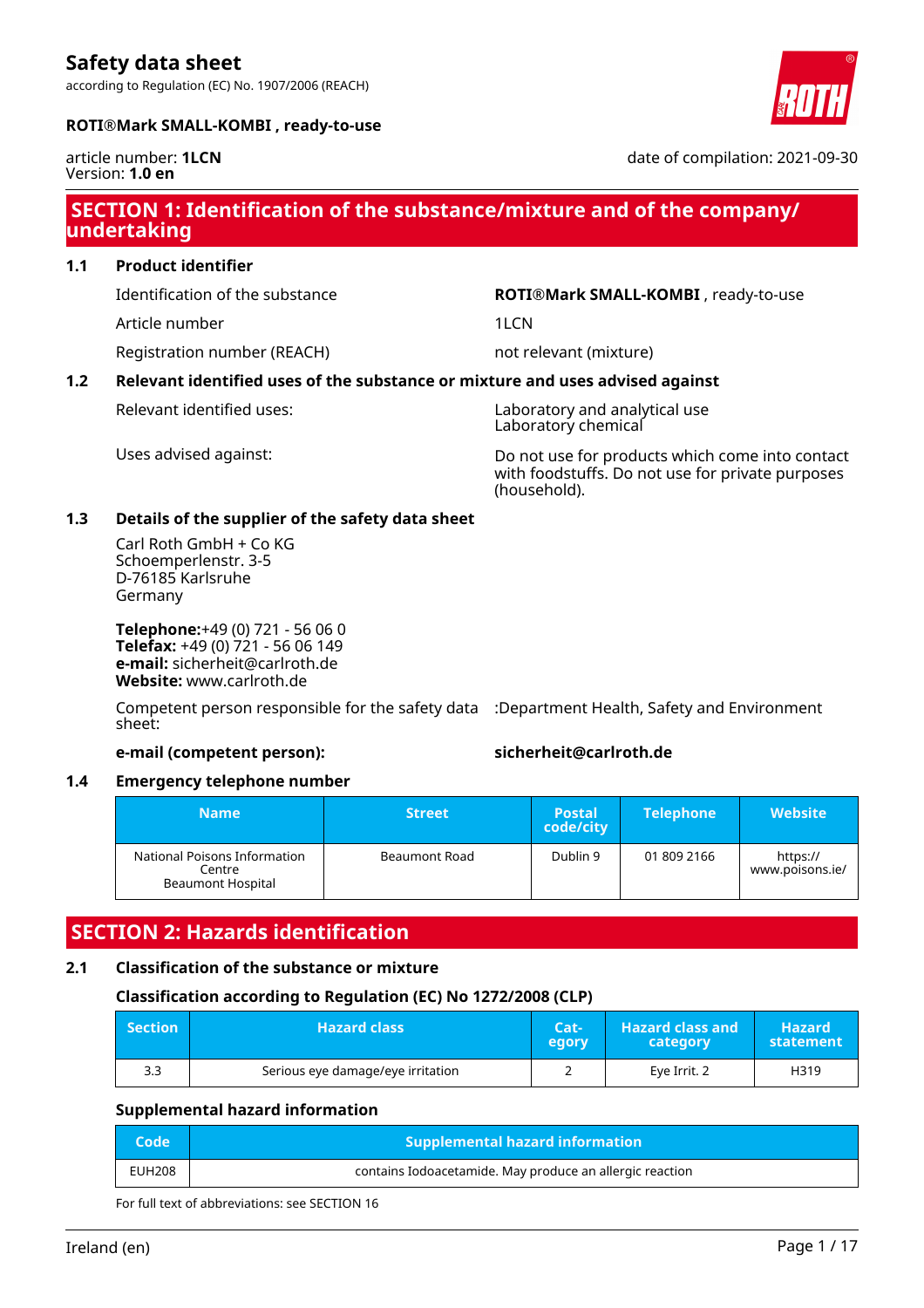# Safety data sheet

according to Regulation (EC) No. 1907/2006 (REACH)

**ROTI®Mark SMALL-KOMBI , ready-to-use**

article number: **1LCN**
Version: **1.0 en**

date of compilation: 2021-09-30

## SECTION 1: Identification of the substance/mixture and of the company/ undertaking

### 1.1 Product identifier

Identification of the substance: **ROTI®Mark SMALL-KOMBI** , ready-to-use

Article number: 1LCN

Registration number (REACH): not relevant (mixture)

### 1.2 Relevant identified uses of the substance or mixture and uses advised against

Relevant identified uses: Laboratory and analytical use
Laboratory chemical

Uses advised against: Do not use for products which come into contact with foodstuffs. Do not use for private purposes (household).

### 1.3 Details of the supplier of the safety data sheet

Carl Roth GmbH + Co KG
Schoemperlenstr. 3-5
D-76185 Karlsruhe
Germany

**Telephone:**+49 (0) 721 - 56 06 0
**Telefax:** +49 (0) 721 - 56 06 149
**e-mail:** sicherheit@carlroth.de
**Website:** www.carlroth.de

Competent person responsible for the safety data sheet: :Department Health, Safety and Environment

**e-mail (competent person):** **sicherheit@carlroth.de**

### 1.4 Emergency telephone number

| Name | Street | Postal code/city | Telephone | Website |
|---|---|---|---|---|
| National Poisons Information Centre Beaumont Hospital | Beaumont Road | Dublin 9 | 01 809 2166 | https://www.poisons.ie/ |

## SECTION 2: Hazards identification

### 2.1 Classification of the substance or mixture

**Classification according to Regulation (EC) No 1272/2008 (CLP)**

| Section | Hazard class | Category | Hazard class and category | Hazard statement |
|---|---|---|---|---|
| 3.3 | Serious eye damage/eye irritation | 2 | Eye Irrit. 2 | H319 |

**Supplemental hazard information**

| Code | Supplemental hazard information |
|---|---|
| EUH208 | contains Iodoacetamide. May produce an allergic reaction |

For full text of abbreviations: see SECTION 16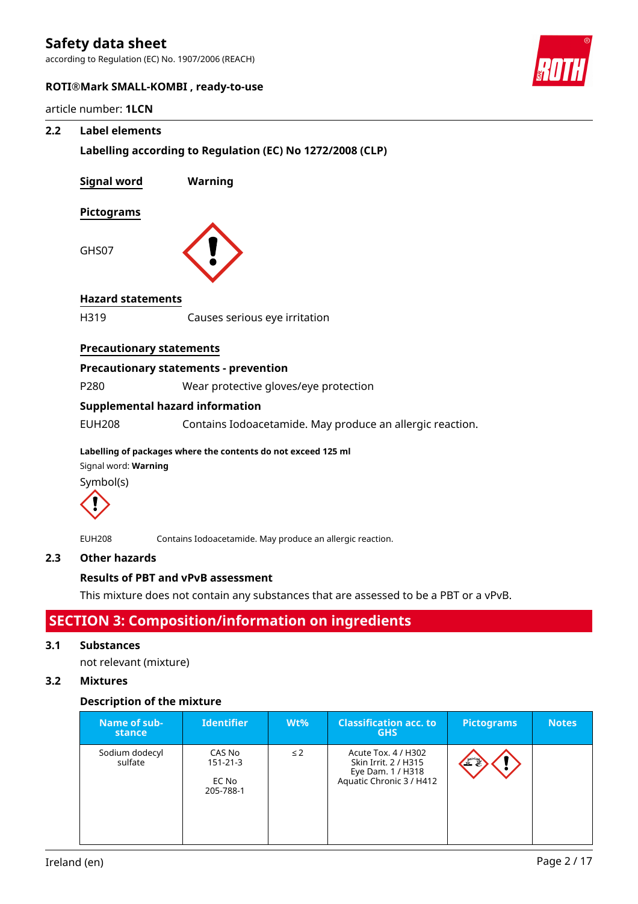### 2.2 Label elements

**Labelling according to Regulation (EC) No 1272/2008 (CLP)**

**Signal word** Warning

**Pictograms**

GHS07

**Hazard statements**

H319 Causes serious eye irritation

**Precautionary statements**

**Precautionary statements - prevention**

P280 Wear protective gloves/eye protection

**Supplemental hazard information**

EUH208 Contains Iodoacetamide. May produce an allergic reaction.

**Labelling of packages where the contents do not exceed 125 ml**

Signal word: **Warning**

Symbol(s)

EUH208 Contains Iodoacetamide. May produce an allergic reaction.

### 2.3 Other hazards

**Results of PBT and vPvB assessment**

This mixture does not contain any substances that are assessed to be a PBT or a vPvB.

## SECTION 3: Composition/information on ingredients

### 3.1 Substances

not relevant (mixture)

### 3.2 Mixtures

**Description of the mixture**

| Name of substance | Identifier | Wt% | Classification acc. to GHS | Pictograms | Notes |
|---|---|---|---|---|---|
| Sodium dodecyl sulfate | CAS No 151-21-3<br><br>EC No 205-788-1 | ≤ 2 | Acute Tox. 4 / H302<br>Skin Irrit. 2 / H315<br>Eye Dam. 1 / H318<br>Aquatic Chronic 3 / H412 | | |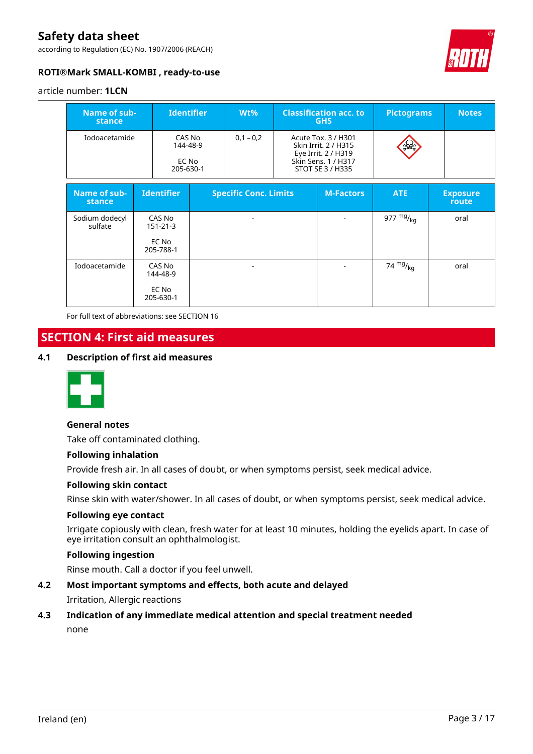| Name of substance | Identifier | Wt% | Classification acc. to GHS | Pictograms | Notes |
|---|---|---|---|---|---|
| Iodoacetamide | CAS No 144-48-9<br><br>EC No 205-630-1 | 0,1 – 0,2 | Acute Tox. 3 / H301<br>Skin Irrit. 2 / H315<br>Eye Irrit. 2 / H319<br>Skin Sens. 1 / H317<br>STOT SE 3 / H335 | | |

| Name of substance | Identifier | Specific Conc. Limits | M-Factors | ATE | Exposure route |
|---|---|---|---|---|---|
| Sodium dodecyl sulfate | CAS No 151-21-3<br><br>EC No 205-788-1 | - | - | 977 $^{mg}/_{kg}$ | oral |
| Iodoacetamide | CAS No 144-48-9<br><br>EC No 205-630-1 | - | - | 74 $^{mg}/_{kg}$ | oral |

For full text of abbreviations: see SECTION 16

# SECTION 4: First aid measures

## 4.1 Description of first aid measures

**General notes**

Take off contaminated clothing.

**Following inhalation**

Provide fresh air. In all cases of doubt, or when symptoms persist, seek medical advice.

**Following skin contact**

Rinse skin with water/shower. In all cases of doubt, or when symptoms persist, seek medical advice.

**Following eye contact**

Irrigate copiously with clean, fresh water for at least 10 minutes, holding the eyelids apart. In case of eye irritation consult an ophthalmologist.

**Following ingestion**

Rinse mouth. Call a doctor if you feel unwell.

## 4.2 Most important symptoms and effects, both acute and delayed

Irritation, Allergic reactions

## 4.3 Indication of any immediate medical attention and special treatment needed

none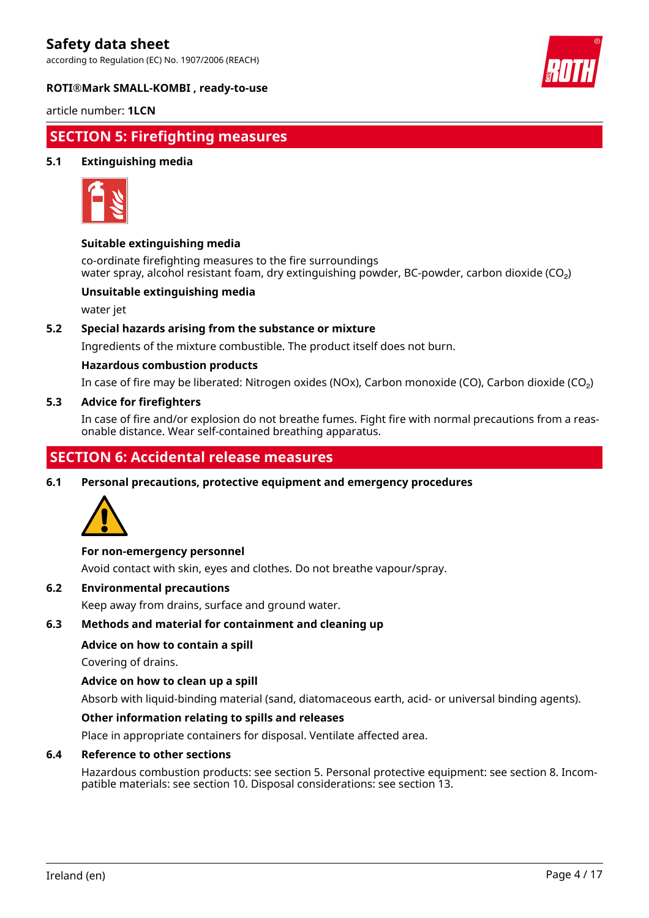## SECTION 5: Firefighting measures

### 5.1 Extinguishing media

**Suitable extinguishing media**

co-ordinate firefighting measures to the fire surroundings
water spray, alcohol resistant foam, dry extinguishing powder, BC-powder, carbon dioxide ($CO_2$)

**Unsuitable extinguishing media**

water jet

### 5.2 Special hazards arising from the substance or mixture

Ingredients of the mixture combustible. The product itself does not burn.

**Hazardous combustion products**

In case of fire may be liberated: Nitrogen oxides (NOx), Carbon monoxide (CO), Carbon dioxide ($CO_2$)

### 5.3 Advice for firefighters

In case of fire and/or explosion do not breathe fumes. Fight fire with normal precautions from a reasonable distance. Wear self-contained breathing apparatus.

## SECTION 6: Accidental release measures

### 6.1 Personal precautions, protective equipment and emergency procedures

**For non-emergency personnel**

Avoid contact with skin, eyes and clothes. Do not breathe vapour/spray.

### 6.2 Environmental precautions

Keep away from drains, surface and ground water.

### 6.3 Methods and material for containment and cleaning up

**Advice on how to contain a spill**

Covering of drains.

**Advice on how to clean up a spill**

Absorb with liquid-binding material (sand, diatomaceous earth, acid- or universal binding agents).

**Other information relating to spills and releases**

Place in appropriate containers for disposal. Ventilate affected area.

### 6.4 Reference to other sections

Hazardous combustion products: see section 5. Personal protective equipment: see section 8. Incompatible materials: see section 10. Disposal considerations: see section 13.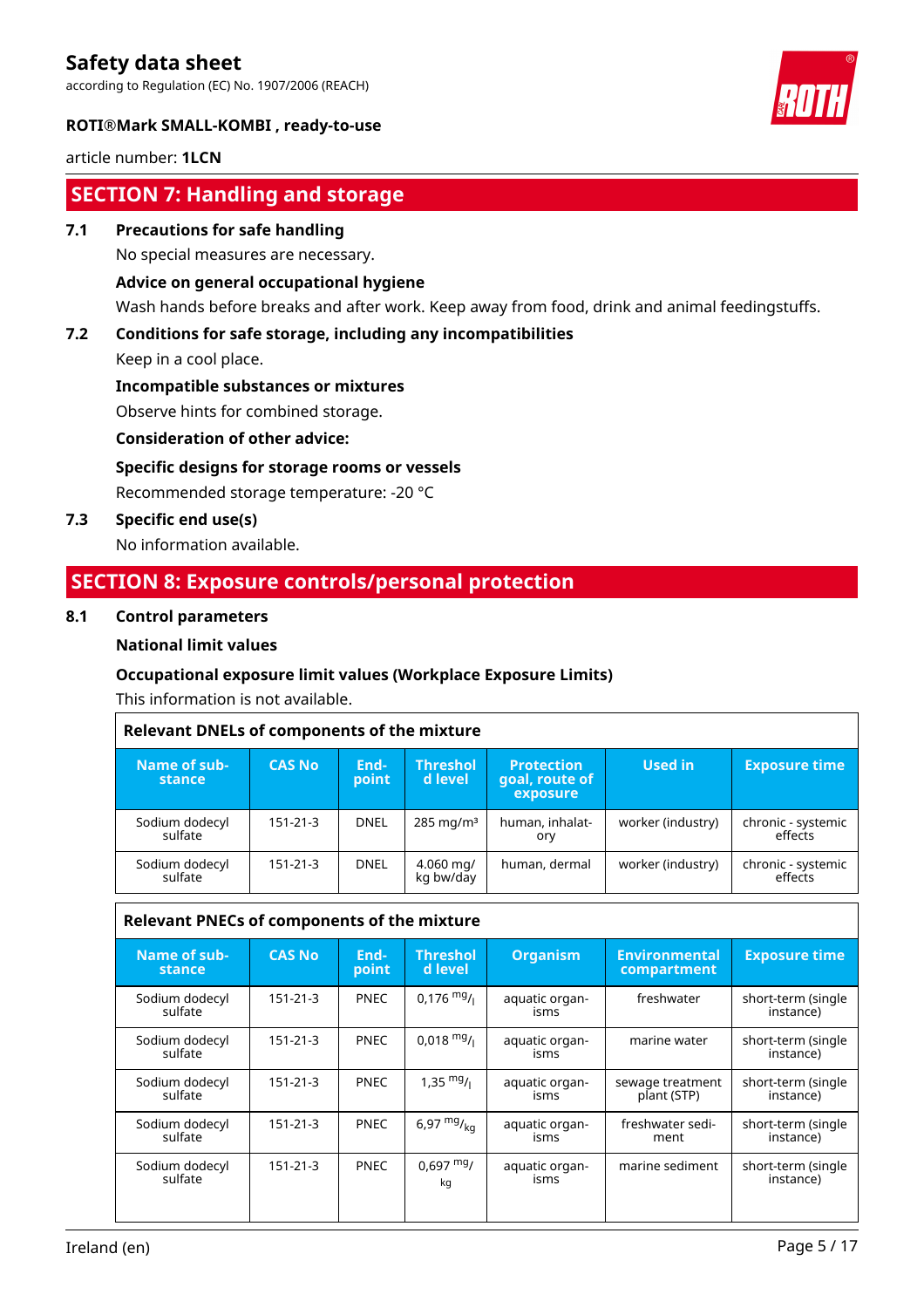## SECTION 7: Handling and storage

### 7.1 Precautions for safe handling

No special measures are necessary.

**Advice on general occupational hygiene**

Wash hands before breaks and after work. Keep away from food, drink and animal feedingstuffs.

### 7.2 Conditions for safe storage, including any incompatibilities

Keep in a cool place.

**Incompatible substances or mixtures**

Observe hints for combined storage.

**Consideration of other advice:**

**Specific designs for storage rooms or vessels**

Recommended storage temperature: -20 °C

### 7.3 Specific end use(s)

No information available.

## SECTION 8: Exposure controls/personal protection

### 8.1 Control parameters

**National limit values**

**Occupational exposure limit values (Workplace Exposure Limits)**

This information is not available.

**Relevant DNELs of components of the mixture**

| Name of substance | CAS No | Endpoint | Threshold level | Protection goal, route of exposure | Used in | Exposure time |
|---|---|---|---|---|---|---|
| Sodium dodecyl sulfate | 151-21-3 | DNEL | 285 mg/m³ | human, inhalatory | worker (industry) | chronic - systemic effects |
| Sodium dodecyl sulfate | 151-21-3 | DNEL | 4.060 mg/kg bw/day | human, dermal | worker (industry) | chronic - systemic effects |

**Relevant PNECs of components of the mixture**

| Name of substance | CAS No | Endpoint | Threshold level | Organism | Environmental compartment | Exposure time |
|---|---|---|---|---|---|---|
| Sodium dodecyl sulfate | 151-21-3 | PNEC | 0,176 $^{mg}/_{l}$ | aquatic organisms | freshwater | short-term (single instance) |
| Sodium dodecyl sulfate | 151-21-3 | PNEC | 0,018 $^{mg}/_{l}$ | aquatic organisms | marine water | short-term (single instance) |
| Sodium dodecyl sulfate | 151-21-3 | PNEC | 1,35 $^{mg}/_{l}$ | aquatic organisms | sewage treatment plant (STP) | short-term (single instance) |
| Sodium dodecyl sulfate | 151-21-3 | PNEC | 6,97 $^{mg}/_{kg}$ | aquatic organisms | freshwater sediment | short-term (single instance) |
| Sodium dodecyl sulfate | 151-21-3 | PNEC | 0,697 $^{mg}/_{kg}$ | aquatic organisms | marine sediment | short-term (single instance) |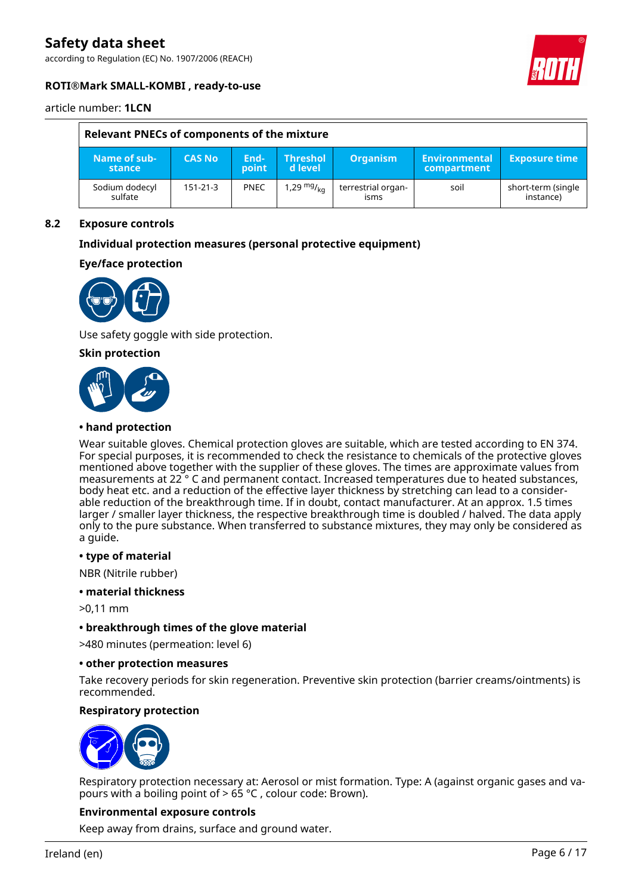| Relevant PNECs of components of the mixture | | | | | | |
|---|---|---|---|---|---|---|
| Name of substance | CAS No | End-point | Threshold level | Organism | Environmental compartment | Exposure time |
| Sodium dodecyl sulfate | 151-21-3 | PNEC | 1,29 $^{mg}/_{kg}$ | terrestrial organisms | soil | short-term (single instance) |

## 8.2 Exposure controls

### Individual protection measures (personal protective equipment)

### Eye/face protection

Use safety goggle with side protection.

### Skin protection

**• hand protection**

Wear suitable gloves. Chemical protection gloves are suitable, which are tested according to EN 374. For special purposes, it is recommended to check the resistance to chemicals of the protective gloves mentioned above together with the supplier of these gloves. The times are approximate values from measurements at 22 ° C and permanent contact. Increased temperatures due to heated substances, body heat etc. and a reduction of the effective layer thickness by stretching can lead to a considerable reduction of the breakthrough time. If in doubt, contact manufacturer. At an approx. 1.5 times larger / smaller layer thickness, the respective breakthrough time is doubled / halved. The data apply only to the pure substance. When transferred to substance mixtures, they may only be considered as a guide.

**• type of material**

NBR (Nitrile rubber)

**• material thickness**

>0,11 mm

**• breakthrough times of the glove material**

>480 minutes (permeation: level 6)

**• other protection measures**

Take recovery periods for skin regeneration. Preventive skin protection (barrier creams/ointments) is recommended.

### Respiratory protection

Respiratory protection necessary at: Aerosol or mist formation. Type: A (against organic gases and vapours with a boiling point of > 65 °C , colour code: Brown).

### Environmental exposure controls

Keep away from drains, surface and ground water.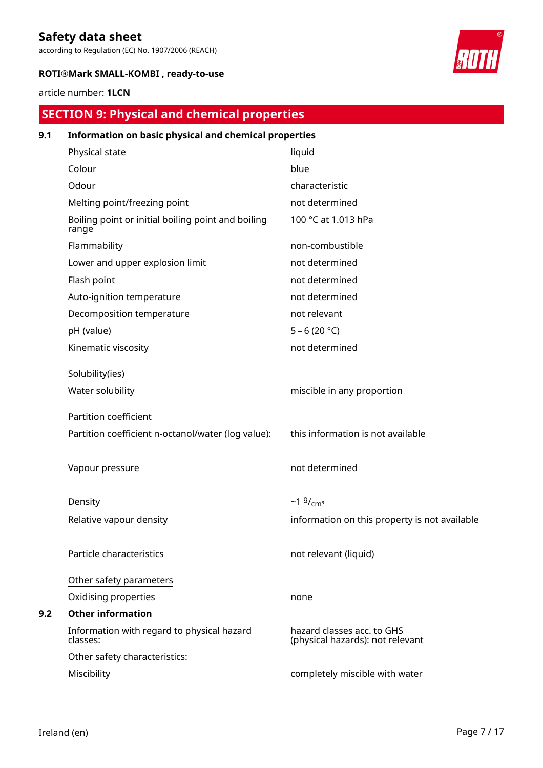# SECTION 9: Physical and chemical properties

## 9.1 Information on basic physical and chemical properties

| | |
|---|---|
| Physical state | liquid |
| Colour | blue |
| Odour | characteristic |
| Melting point/freezing point | not determined |
| Boiling point or initial boiling point and boiling range | 100 °C at 1.013 hPa |
| Flammability | non-combustible |
| Lower and upper explosion limit | not determined |
| Flash point | not determined |
| Auto-ignition temperature | not determined |
| Decomposition temperature | not relevant |
| pH (value) | 5 – 6 (20 °C) |
| Kinematic viscosity | not determined |

Solubility(ies)

| | |
|---|---|
| Water solubility | miscible in any proportion |

Partition coefficient

| | |
|---|---|
| Partition coefficient n-octanol/water (log value): | this information is not available |
| Vapour pressure | not determined |
| Density | ~1 $^{g}/_{cm^3}$ |
| Relative vapour density | information on this property is not available |
| Particle characteristics | not relevant (liquid) |

Other safety parameters

| | |
|---|---|
| Oxidising properties | none |

## 9.2 Other information

| | |
|---|---|
| Information with regard to physical hazard classes: | hazard classes acc. to GHS (physical hazards): not relevant |
| Other safety characteristics: | |
| Miscibility | completely miscible with water |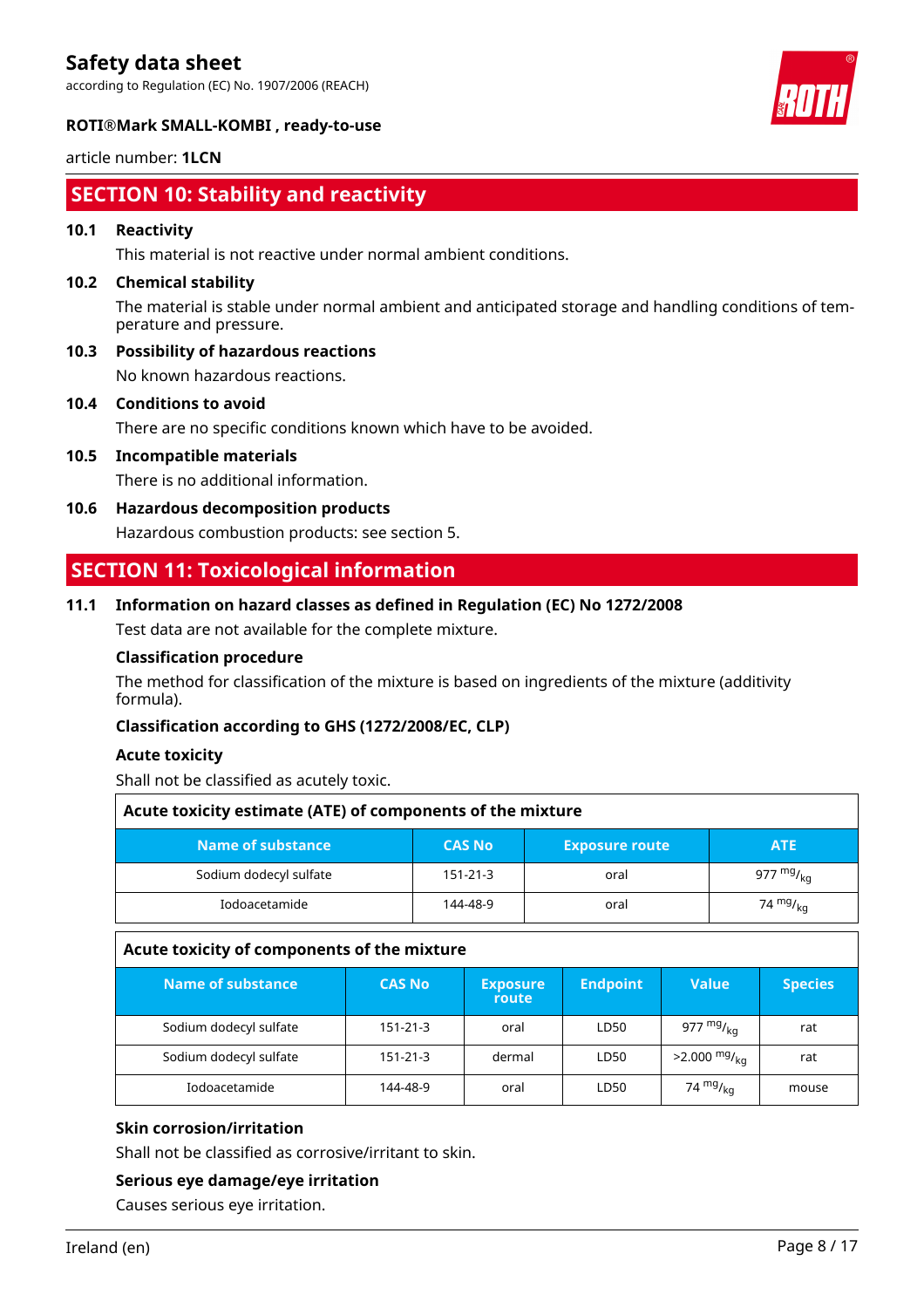## SECTION 10: Stability and reactivity

### 10.1 Reactivity

This material is not reactive under normal ambient conditions.

### 10.2 Chemical stability

The material is stable under normal ambient and anticipated storage and handling conditions of temperature and pressure.

### 10.3 Possibility of hazardous reactions

No known hazardous reactions.

### 10.4 Conditions to avoid

There are no specific conditions known which have to be avoided.

### 10.5 Incompatible materials

There is no additional information.

### 10.6 Hazardous decomposition products

Hazardous combustion products: see section 5.

## SECTION 11: Toxicological information

### 11.1 Information on hazard classes as defined in Regulation (EC) No 1272/2008

Test data are not available for the complete mixture.

**Classification procedure**

The method for classification of the mixture is based on ingredients of the mixture (additivity formula).

**Classification according to GHS (1272/2008/EC, CLP)**

**Acute toxicity**

Shall not be classified as acutely toxic.

**Acute toxicity estimate (ATE) of components of the mixture**

| Name of substance | CAS No | Exposure route | ATE |
|---|---|---|---|
| Sodium dodecyl sulfate | 151-21-3 | oral | 977 $^{mg}/_{kg}$ |
| Iodoacetamide | 144-48-9 | oral | 74 $^{mg}/_{kg}$ |

**Acute toxicity of components of the mixture**

| Name of substance | CAS No | Exposure route | Endpoint | Value | Species |
|---|---|---|---|---|---|
| Sodium dodecyl sulfate | 151-21-3 | oral | LD50 | 977 $^{mg}/_{kg}$ | rat |
| Sodium dodecyl sulfate | 151-21-3 | dermal | LD50 | >2.000 $^{mg}/_{kg}$ | rat |
| Iodoacetamide | 144-48-9 | oral | LD50 | 74 $^{mg}/_{kg}$ | mouse |

**Skin corrosion/irritation**

Shall not be classified as corrosive/irritant to skin.

**Serious eye damage/eye irritation**

Causes serious eye irritation.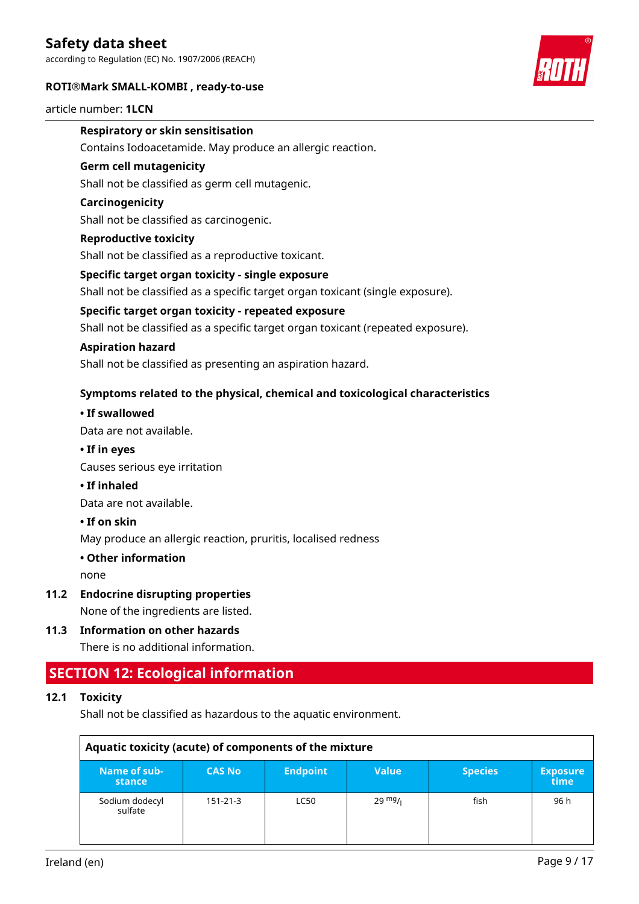### Respiratory or skin sensitisation

Contains Iodoacetamide. May produce an allergic reaction.

### Germ cell mutagenicity

Shall not be classified as germ cell mutagenic.

### Carcinogenicity

Shall not be classified as carcinogenic.

### Reproductive toxicity

Shall not be classified as a reproductive toxicant.

### Specific target organ toxicity - single exposure

Shall not be classified as a specific target organ toxicant (single exposure).

### Specific target organ toxicity - repeated exposure

Shall not be classified as a specific target organ toxicant (repeated exposure).

### Aspiration hazard

Shall not be classified as presenting an aspiration hazard.

### Symptoms related to the physical, chemical and toxicological characteristics

**• If swallowed**

Data are not available.

**• If in eyes**

Causes serious eye irritation

**• If inhaled**

Data are not available.

**• If on skin**

May produce an allergic reaction, pruritis, localised redness

**• Other information**

none

### 11.2 Endocrine disrupting properties

None of the ingredients are listed.

### 11.3 Information on other hazards

There is no additional information.

## SECTION 12: Ecological information

### 12.1 Toxicity

Shall not be classified as hazardous to the aquatic environment.

**Aquatic toxicity (acute) of components of the mixture**

| Name of substance | CAS No | Endpoint | Value | Species | Exposure time |
|---|---|---|---|---|---|
| Sodium dodecyl sulfate | 151-21-3 | LC50 | 29 $^{mg}/_{l}$ | fish | 96 h |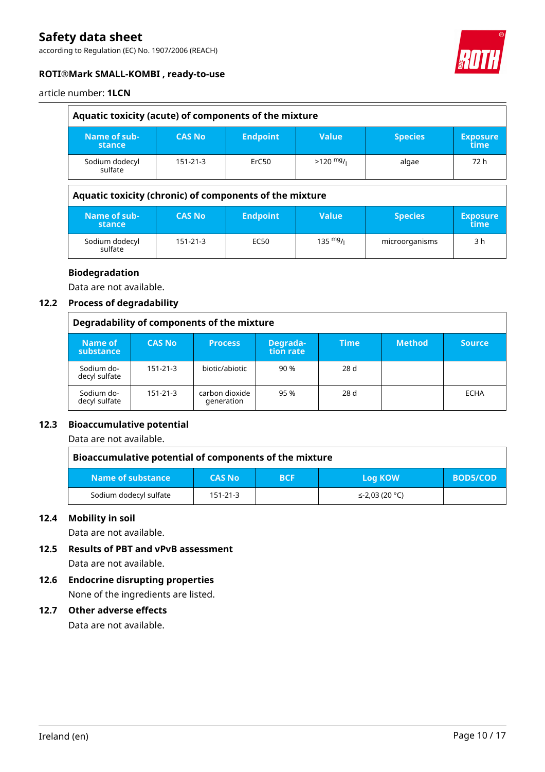| Aquatic toxicity (acute) of components of the mixture | | | | | |
|---|---|---|---|---|---|
| Name of substance | CAS No | Endpoint | Value | Species | Exposure time |
| Sodium dodecyl sulfate | 151-21-3 | ErC50 | >120 $^{mg}/_{l}$ | algae | 72 h |

| Aquatic toxicity (chronic) of components of the mixture | | | | | |
|---|---|---|---|---|---|
| Name of substance | CAS No | Endpoint | Value | Species | Exposure time |
| Sodium dodecyl sulfate | 151-21-3 | EC50 | 135 $^{mg}/_{l}$ | microorganisms | 3 h |

**Biodegradation**

Data are not available.

## 12.2 Process of degradability

| Degradability of components of the mixture | | | | | | |
|---|---|---|---|---|---|---|
| Name of substance | CAS No | Process | Degradation rate | Time | Method | Source |
| Sodium dodecyl sulfate | 151-21-3 | biotic/abiotic | 90 % | 28 d | | |
| Sodium dodecyl sulfate | 151-21-3 | carbon dioxide generation | 95 % | 28 d | | ECHA |

## 12.3 Bioaccumulative potential

Data are not available.

| Bioaccumulative potential of components of the mixture | | | | |
|---|---|---|---|---|
| Name of substance | CAS No | BCF | Log KOW | BOD5/COD |
| Sodium dodecyl sulfate | 151-21-3 | | ≤-2,03 (20 °C) | |

## 12.4 Mobility in soil

Data are not available.

## 12.5 Results of PBT and vPvB assessment

Data are not available.

## 12.6 Endocrine disrupting properties

None of the ingredients are listed.

## 12.7 Other adverse effects

Data are not available.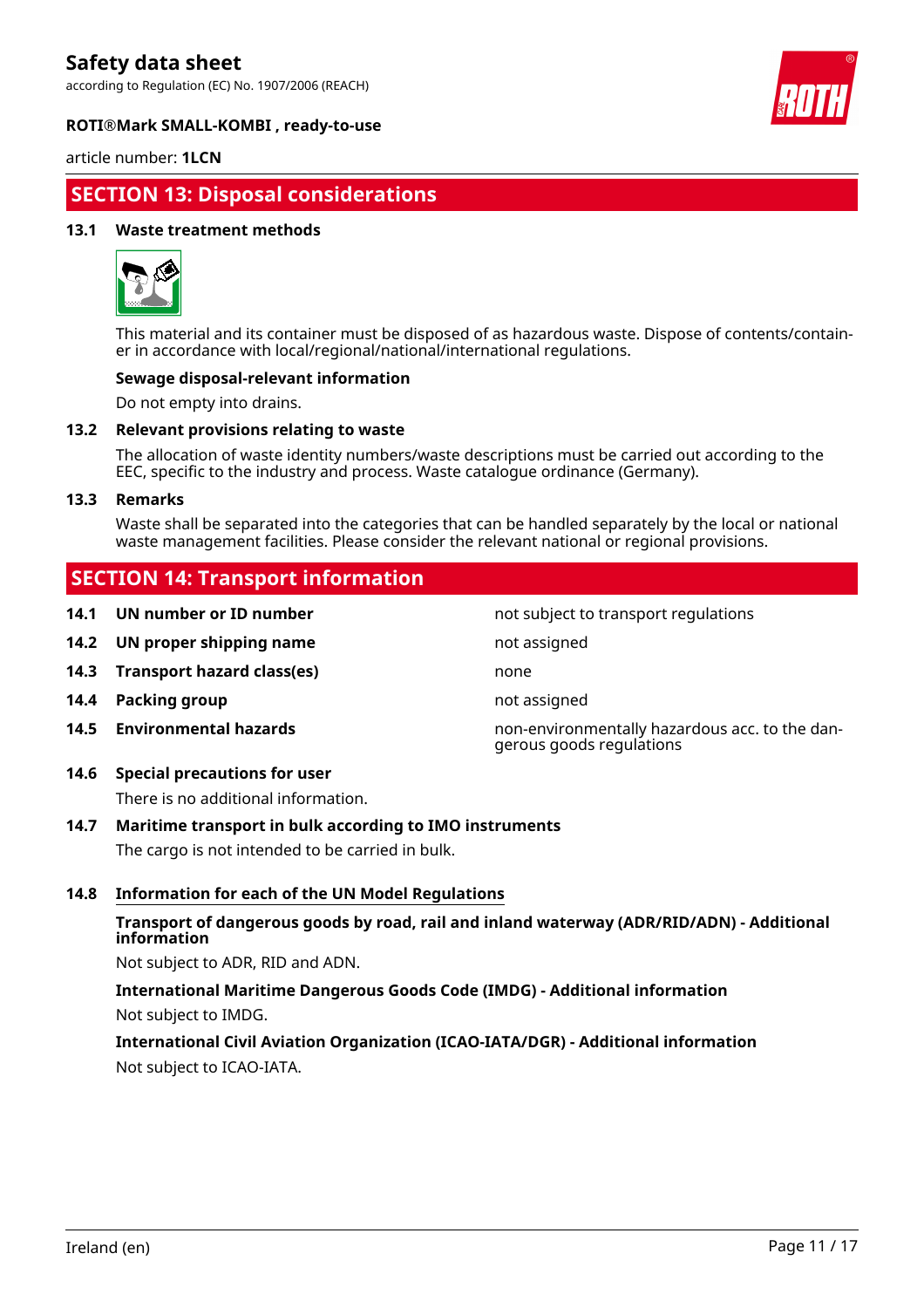## SECTION 13: Disposal considerations

### 13.1 Waste treatment methods

This material and its container must be disposed of as hazardous waste. Dispose of contents/container in accordance with local/regional/national/international regulations.

**Sewage disposal-relevant information**

Do not empty into drains.

### 13.2 Relevant provisions relating to waste

The allocation of waste identity numbers/waste descriptions must be carried out according to the EEC, specific to the industry and process. Waste catalogue ordinance (Germany).

### 13.3 Remarks

Waste shall be separated into the categories that can be handled separately by the local or national waste management facilities. Please consider the relevant national or regional provisions.

## SECTION 14: Transport information

| | | |
|---|---|---|
| **14.1** | **UN number or ID number** | not subject to transport regulations |
| **14.2** | **UN proper shipping name** | not assigned |
| **14.3** | **Transport hazard class(es)** | none |
| **14.4** | **Packing group** | not assigned |
| **14.5** | **Environmental hazards** | non-environmentally hazardous acc. to the dangerous goods regulations |

### 14.6 Special precautions for user

There is no additional information.

### 14.7 Maritime transport in bulk according to IMO instruments

The cargo is not intended to be carried in bulk.

### 14.8 Information for each of the UN Model Regulations

**Transport of dangerous goods by road, rail and inland waterway (ADR/RID/ADN) - Additional information**

Not subject to ADR, RID and ADN.

**International Maritime Dangerous Goods Code (IMDG) - Additional information**

Not subject to IMDG.

**International Civil Aviation Organization (ICAO-IATA/DGR) - Additional information**

Not subject to ICAO-IATA.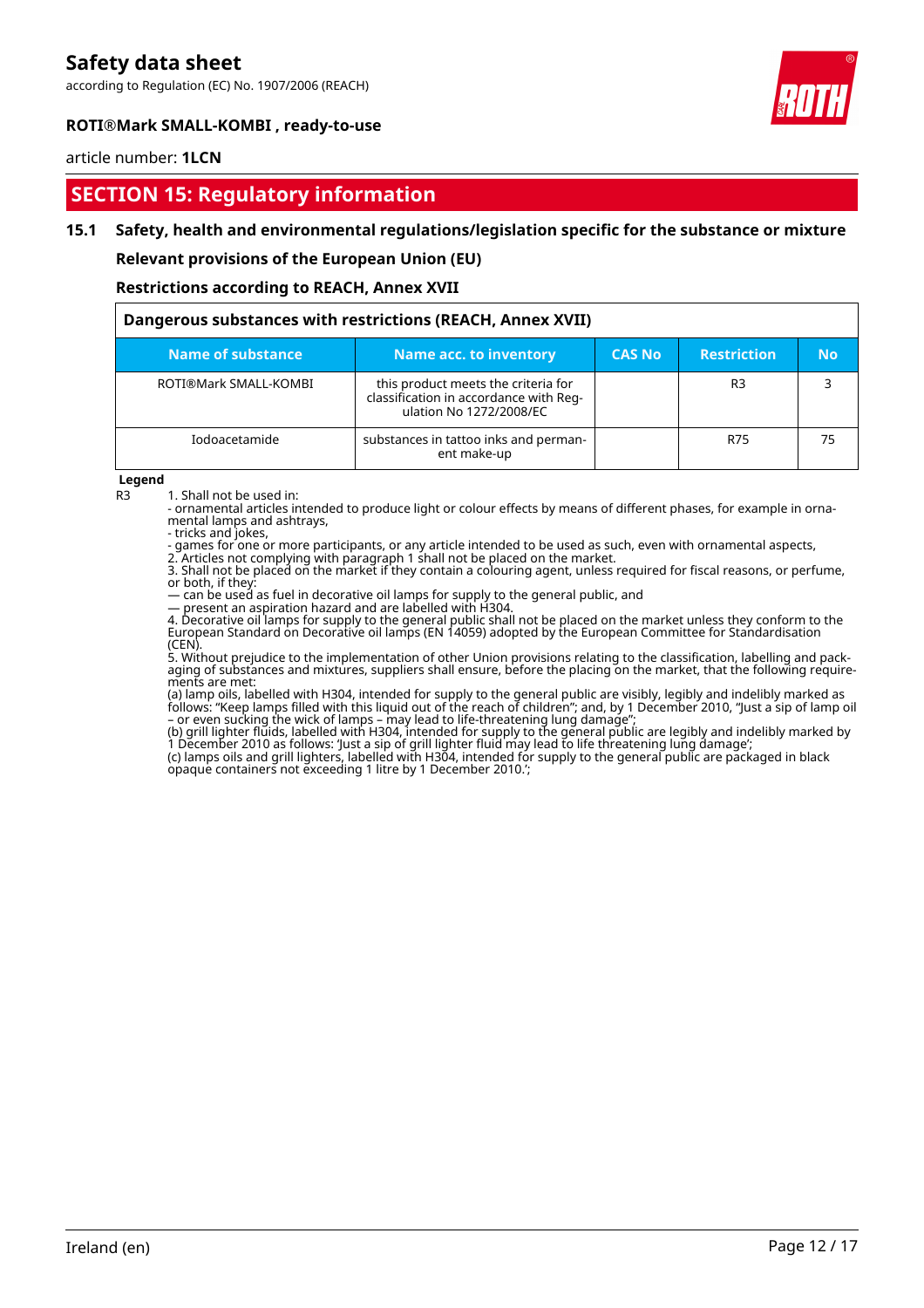## SECTION 15: Regulatory information

### 15.1 Safety, health and environmental regulations/legislation specific for the substance or mixture

**Relevant provisions of the European Union (EU)**

**Restrictions according to REACH, Annex XVII**

| Dangerous substances with restrictions (REACH, Annex XVII) | | | | |
|---|---|---|---|---|
| **Name of substance** | **Name acc. to inventory** | **CAS No** | **Restriction** | **No** |
| ROTI®Mark SMALL-KOMBI | this product meets the criteria for classification in accordance with Regulation No 1272/2008/EC | | R3 | 3 |
| Iodoacetamide | substances in tattoo inks and permanent make-up | | R75 | 75 |

**Legend**

R3 1. Shall not be used in:
- ornamental articles intended to produce light or colour effects by means of different phases, for example in ornamental lamps and ashtrays,
- tricks and jokes,
- games for one or more participants, or any article intended to be used as such, even with ornamental aspects,

2. Articles not complying with paragraph 1 shall not be placed on the market.
3. Shall not be placed on the market if they contain a colouring agent, unless required for fiscal reasons, or perfume, or both, if they:
— can be used as fuel in decorative oil lamps for supply to the general public, and
— present an aspiration hazard and are labelled with H304.
4. Decorative oil lamps for supply to the general public shall not be placed on the market unless they conform to the European Standard on Decorative oil lamps (EN 14059) adopted by the European Committee for Standardisation (CEN).
5. Without prejudice to the implementation of other Union provisions relating to the classification, labelling and packaging of substances and mixtures, suppliers shall ensure, before the placing on the market, that the following requirements are met:
(a) lamp oils, labelled with H304, intended for supply to the general public are visibly, legibly and indelibly marked as follows: "Keep lamps filled with this liquid out of the reach of children"; and, by 1 December 2010, "Just a sip of lamp oil – or even sucking the wick of lamps – may lead to life-threatening lung damage";
(b) grill lighter fluids, labelled with H304, intended for supply to the general public are legibly and indelibly marked by 1 December 2010 as follows: 'Just a sip of grill lighter fluid may lead to life threatening lung damage';
(c) lamps oils and grill lighters, labelled with H304, intended for supply to the general public are packaged in black opaque containers not exceeding 1 litre by 1 December 2010.';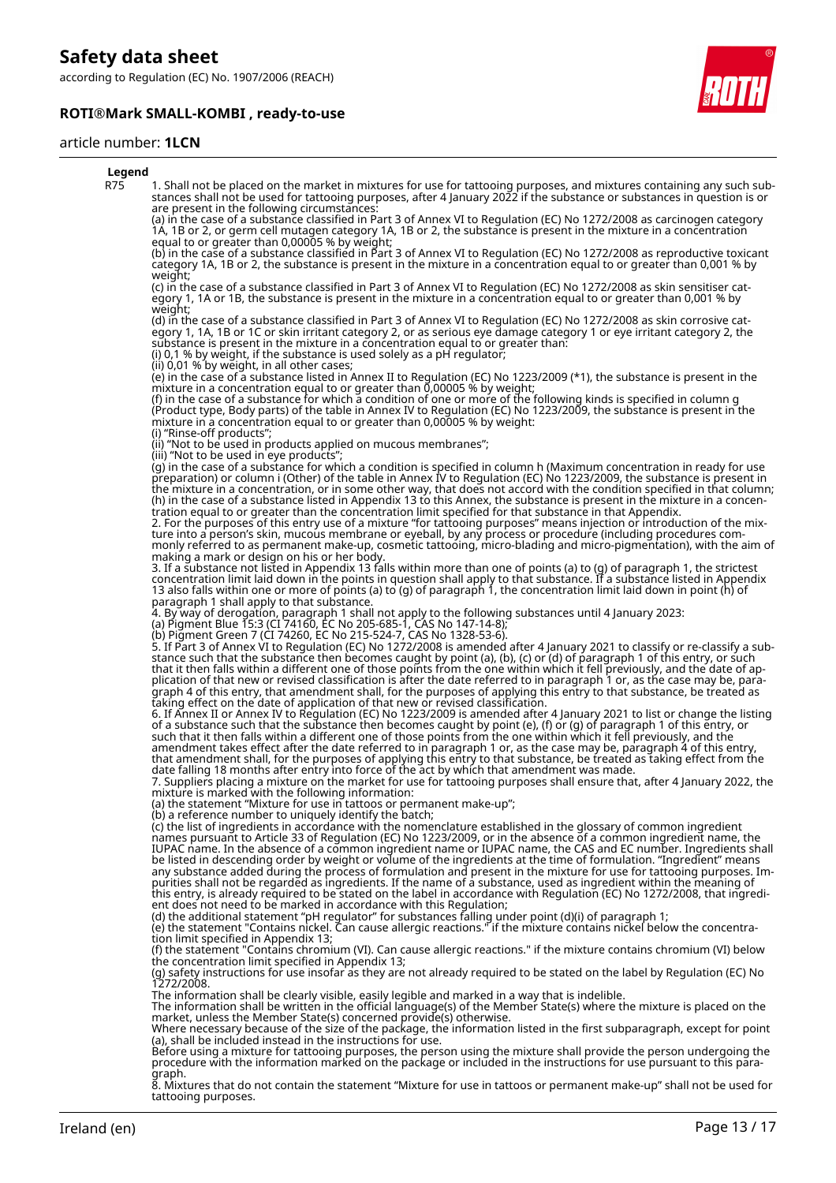**Legend**

R75 1. Shall not be placed on the market in mixtures for use for tattooing purposes, and mixtures containing any such substances shall not be used for tattooing purposes, after 4 January 2022 if the substance or substances in question is or are present in the following circumstances:
(a) in the case of a substance classified in Part 3 of Annex VI to Regulation (EC) No 1272/2008 as carcinogen category 1A, 1B or 2, or germ cell mutagen category 1A, 1B or 2, the substance is present in the mixture in a concentration equal to or greater than 0,00005 % by weight;
(b) in the case of a substance classified in Part 3 of Annex VI to Regulation (EC) No 1272/2008 as reproductive toxicant category 1A, 1B or 2, the substance is present in the mixture in a concentration equal to or greater than 0,001 % by weight;
(c) in the case of a substance classified in Part 3 of Annex VI to Regulation (EC) No 1272/2008 as skin sensitiser category 1, 1A or 1B, the substance is present in the mixture in a concentration equal to or greater than 0,001 % by weight;
(d) in the case of a substance classified in Part 3 of Annex VI to Regulation (EC) No 1272/2008 as skin corrosive category 1, 1A, 1B or 1C or skin irritant category 2, or as serious eye damage category 1 or eye irritant category 2, the substance is present in the mixture in a concentration equal to or greater than:
(i) 0,1 % by weight, if the substance is used solely as a pH regulator;
(ii) 0,01 % by weight, in all other cases;
(e) in the case of a substance listed in Annex II to Regulation (EC) No 1223/2009 (*1), the substance is present in the mixture in a concentration equal to or greater than 0,00005 % by weight;
(f) in the case of a substance for which a condition of one or more of the following kinds is specified in column g (Product type, Body parts) of the table in Annex IV to Regulation (EC) No 1223/2009, the substance is present in the mixture in a concentration equal to or greater than 0,00005 % by weight:
(i) "Rinse-off products";
(ii) "Not to be used in products applied on mucous membranes";
(iii) "Not to be used in eye products";
(g) in the case of a substance for which a condition is specified in column h (Maximum concentration in ready for use preparation) or column i (Other) of the table in Annex IV to Regulation (EC) No 1223/2009, the substance is present in the mixture in a concentration, or in some other way, that does not accord with the condition specified in that column;
(h) in the case of a substance listed in Appendix 13 to this Annex, the substance is present in the mixture in a concentration equal to or greater than the concentration limit specified for that substance in that Appendix.
2. For the purposes of this entry use of a mixture "for tattooing purposes" means injection or introduction of the mixture into a person's skin, mucous membrane or eyeball, by any process or procedure (including procedures commonly referred to as permanent make-up, cosmetic tattooing, micro-blading and micro-pigmentation), with the aim of making a mark or design on his or her body.
3. If a substance not listed in Appendix 13 falls within more than one of points (a) to (g) of paragraph 1, the strictest concentration limit laid down in the points in question shall apply to that substance. If a substance listed in Appendix 13 also falls within one or more of points (a) to (g) of paragraph 1, the concentration limit laid down in point (h) of paragraph 1 shall apply to that substance.
4. By way of derogation, paragraph 1 shall not apply to the following substances until 4 January 2023:
(a) Pigment Blue 15:3 (CI 74160, EC No 205-685-1, CAS No 147-14-8);
(b) Pigment Green 7 (CI 74260, EC No 215-524-7, CAS No 1328-53-6).
5. If Part 3 of Annex VI to Regulation (EC) No 1272/2008 is amended after 4 January 2021 to classify or re-classify a substance such that the substance then becomes caught by point (a), (b), (c) or (d) of paragraph 1 of this entry, or such that it then falls within a different one of those points from the one within which it fell previously, and the date of application of that new or revised classification is after the date referred to in paragraph 1 or, as the case may be, paragraph 4 of this entry, that amendment shall, for the purposes of applying this entry to that substance, be treated as taking effect on the date of application of that new or revised classification.
6. If Annex II or Annex IV to Regulation (EC) No 1223/2009 is amended after 4 January 2021 to list or change the listing of a substance such that the substance then becomes caught by point (e), (f) or (g) of paragraph 1 of this entry, or such that it then falls within a different one of those points from the one within which it fell previously, and the amendment takes effect after the date referred to in paragraph 1 or, as the case may be, paragraph 4 of this entry, that amendment shall, for the purposes of applying this entry to that substance, be treated as taking effect from the date falling 18 months after entry into force of the act by which that amendment was made.
7. Suppliers placing a mixture on the market for use for tattooing purposes shall ensure that, after 4 January 2022, the mixture is marked with the following information:
(a) the statement "Mixture for use in tattoos or permanent make-up";
(b) a reference number to uniquely identify the batch;
(c) the list of ingredients in accordance with the nomenclature established in the glossary of common ingredient names pursuant to Article 33 of Regulation (EC) No 1223/2009, or in the absence of a common ingredient name, the IUPAC name. In the absence of a common ingredient name or IUPAC name, the CAS and EC number. Ingredients shall be listed in descending order by weight or volume of the ingredients at the time of formulation. "Ingredient" means any substance added during the process of formulation and present in the mixture for use for tattooing purposes. Impurities shall not be regarded as ingredients. If the name of a substance, used as ingredient within the meaning of this entry, is already required to be stated on the label in accordance with Regulation (EC) No 1272/2008, that ingredient does not need to be marked in accordance with this Regulation;
(d) the additional statement "pH regulator" for substances falling under point (d)(i) of paragraph 1;
(e) the statement "Contains nickel. Can cause allergic reactions." if the mixture contains nickel below the concentration limit specified in Appendix 13;
(f) the statement "Contains chromium (VI). Can cause allergic reactions." if the mixture contains chromium (VI) below the concentration limit specified in Appendix 13;
(g) safety instructions for use insofar as they are not already required to be stated on the label by Regulation (EC) No 1272/2008.
The information shall be clearly visible, easily legible and marked in a way that is indelible.
The information shall be written in the official language(s) of the Member State(s) where the mixture is placed on the market, unless the Member State(s) concerned provide(s) otherwise.
Where necessary because of the size of the package, the information listed in the first subparagraph, except for point (a), shall be included instead in the instructions for use.
Before using a mixture for tattooing purposes, the person using the mixture shall provide the person undergoing the procedure with the information marked on the package or included in the instructions for use pursuant to this paragraph.
8. Mixtures that do not contain the statement "Mixture for use in tattoos or permanent make-up" shall not be used for tattooing purposes.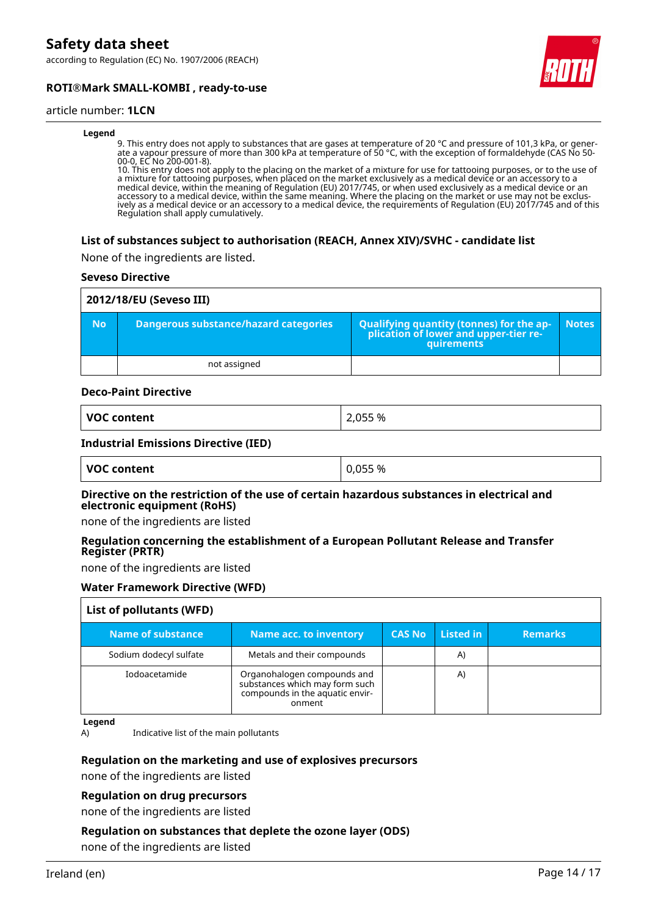**Legend**

9. This entry does not apply to substances that are gases at temperature of 20 °C and pressure of 101,3 kPa, or generate a vapour pressure of more than 300 kPa at temperature of 50 °C, with the exception of formaldehyde (CAS No 50-00-0, EC No 200-001-8).
10. This entry does not apply to the placing on the market of a mixture for use for tattooing purposes, or to the use of a mixture for tattooing purposes, when placed on the market exclusively as a medical device or an accessory to a medical device, within the meaning of Regulation (EU) 2017/745, or when used exclusively as a medical device or an accessory to a medical device, within the same meaning. Where the placing on the market or use may not be exclusively as a medical device or an accessory to a medical device, the requirements of Regulation (EU) 2017/745 and of this Regulation shall apply cumulatively.

### List of substances subject to authorisation (REACH, Annex XIV)/SVHC - candidate list

None of the ingredients are listed.

#### Seveso Directive

| 2012/18/EU (Seveso III) | | | |
|---|---|---|---|
| **No** | **Dangerous substance/hazard categories** | **Qualifying quantity (tonnes) for the application of lower and upper-tier requirements** | **Notes** |
| | not assigned | | |

#### Deco-Paint Directive

| VOC content | 2,055 % |
|---|---|

#### Industrial Emissions Directive (IED)

| VOC content | 0,055 % |
|---|---|

#### Directive on the restriction of the use of certain hazardous substances in electrical and electronic equipment (RoHS)

none of the ingredients are listed

#### Regulation concerning the establishment of a European Pollutant Release and Transfer Register (PRTR)

none of the ingredients are listed

#### Water Framework Directive (WFD)

| List of pollutants (WFD) | | | | |
|---|---|---|---|---|
| **Name of substance** | **Name acc. to inventory** | **CAS No** | **Listed in** | **Remarks** |
| Sodium dodecyl sulfate | Metals and their compounds | | A) | |
| Iodoacetamide | Organohalogen compounds and substances which may form such compounds in the aquatic environment | | A) | |

**Legend**

A) Indicative list of the main pollutants

#### Regulation on the marketing and use of explosives precursors

none of the ingredients are listed

#### Regulation on drug precursors

none of the ingredients are listed

#### Regulation on substances that deplete the ozone layer (ODS)

none of the ingredients are listed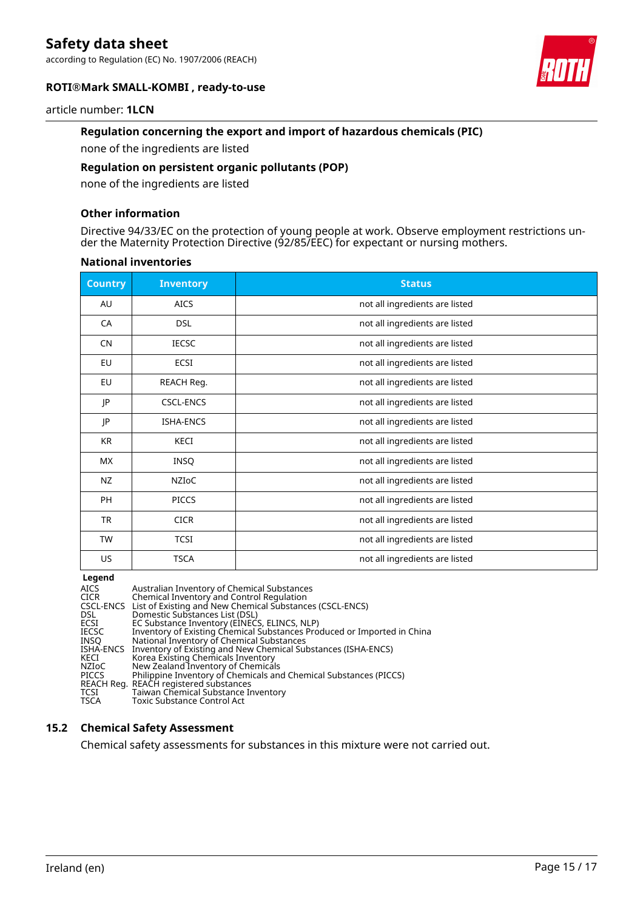### Regulation concerning the export and import of hazardous chemicals (PIC)

none of the ingredients are listed

### Regulation on persistent organic pollutants (POP)

none of the ingredients are listed

### Other information

Directive 94/33/EC on the protection of young people at work. Observe employment restrictions under the Maternity Protection Directive (92/85/EEC) for expectant or nursing mothers.

### National inventories

| Country | Inventory | Status |
|---|---|---|
| AU | AICS | not all ingredients are listed |
| CA | DSL | not all ingredients are listed |
| CN | IECSC | not all ingredients are listed |
| EU | ECSI | not all ingredients are listed |
| EU | REACH Reg. | not all ingredients are listed |
| JP | CSCL-ENCS | not all ingredients are listed |
| JP | ISHA-ENCS | not all ingredients are listed |
| KR | KECI | not all ingredients are listed |
| MX | INSQ | not all ingredients are listed |
| NZ | NZIoC | not all ingredients are listed |
| PH | PICCS | not all ingredients are listed |
| TR | CICR | not all ingredients are listed |
| TW | TCSI | not all ingredients are listed |
| US | TSCA | not all ingredients are listed |

**Legend**

| | |
|---|---|
| AICS | Australian Inventory of Chemical Substances |
| CICR | Chemical Inventory and Control Regulation |
| CSCL-ENCS | List of Existing and New Chemical Substances (CSCL-ENCS) |
| DSL | Domestic Substances List (DSL) |
| ECSI | EC Substance Inventory (EINECS, ELINCS, NLP) |
| IECSC | Inventory of Existing Chemical Substances Produced or Imported in China |
| INSQ | National Inventory of Chemical Substances |
| ISHA-ENCS | Inventory of Existing and New Chemical Substances (ISHA-ENCS) |
| KECI | Korea Existing Chemicals Inventory |
| NZIoC | New Zealand Inventory of Chemicals |
| PICCS | Philippine Inventory of Chemicals and Chemical Substances (PICCS) |
| REACH Reg. | REACH registered substances |
| TCSI | Taiwan Chemical Substance Inventory |
| TSCA | Toxic Substance Control Act |

## 15.2 Chemical Safety Assessment

Chemical safety assessments for substances in this mixture were not carried out.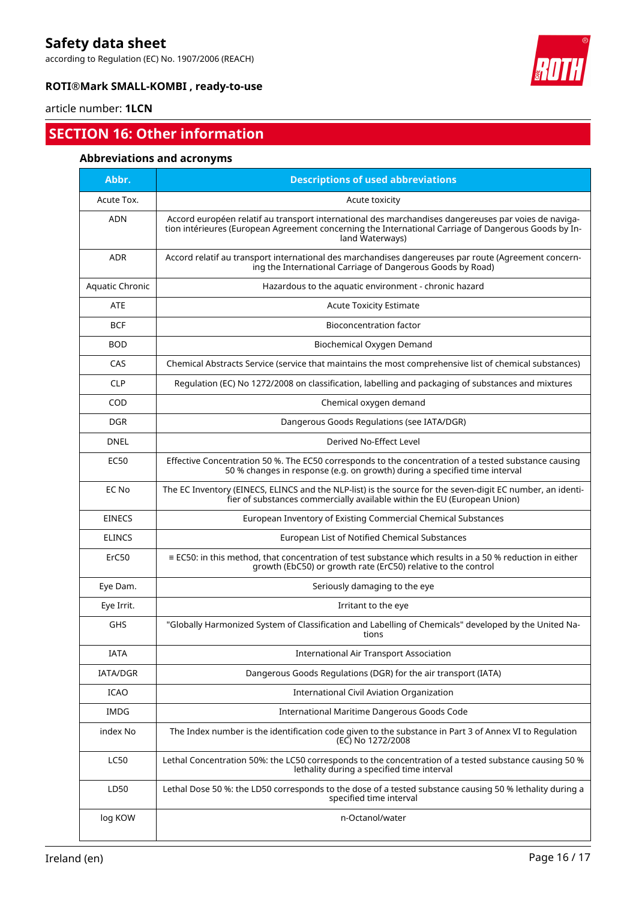## SECTION 16: Other information

### Abbreviations and acronyms

| Abbr. | Descriptions of used abbreviations |
|---|---|
| Acute Tox. | Acute toxicity |
| ADN | Accord européen relatif au transport international des marchandises dangereuses par voies de navigation intérieures (European Agreement concerning the International Carriage of Dangerous Goods by Inland Waterways) |
| ADR | Accord relatif au transport international des marchandises dangereuses par route (Agreement concerning the International Carriage of Dangerous Goods by Road) |
| Aquatic Chronic | Hazardous to the aquatic environment - chronic hazard |
| ATE | Acute Toxicity Estimate |
| BCF | Bioconcentration factor |
| BOD | Biochemical Oxygen Demand |
| CAS | Chemical Abstracts Service (service that maintains the most comprehensive list of chemical substances) |
| CLP | Regulation (EC) No 1272/2008 on classification, labelling and packaging of substances and mixtures |
| COD | Chemical oxygen demand |
| DGR | Dangerous Goods Regulations (see IATA/DGR) |
| DNEL | Derived No-Effect Level |
| EC50 | Effective Concentration 50 %. The EC50 corresponds to the concentration of a tested substance causing 50 % changes in response (e.g. on growth) during a specified time interval |
| EC No | The EC Inventory (EINECS, ELINCS and the NLP-list) is the source for the seven-digit EC number, an identifier of substances commercially available within the EU (European Union) |
| EINECS | European Inventory of Existing Commercial Chemical Substances |
| ELINCS | European List of Notified Chemical Substances |
| ErC50 | ≡ EC50: in this method, that concentration of test substance which results in a 50 % reduction in either growth (EbC50) or growth rate (ErC50) relative to the control |
| Eye Dam. | Seriously damaging to the eye |
| Eye Irrit. | Irritant to the eye |
| GHS | "Globally Harmonized System of Classification and Labelling of Chemicals" developed by the United Nations |
| IATA | International Air Transport Association |
| IATA/DGR | Dangerous Goods Regulations (DGR) for the air transport (IATA) |
| ICAO | International Civil Aviation Organization |
| IMDG | International Maritime Dangerous Goods Code |
| index No | The Index number is the identification code given to the substance in Part 3 of Annex VI to Regulation (EC) No 1272/2008 |
| LC50 | Lethal Concentration 50%: the LC50 corresponds to the concentration of a tested substance causing 50 % lethality during a specified time interval |
| LD50 | Lethal Dose 50 %: the LD50 corresponds to the dose of a tested substance causing 50 % lethality during a specified time interval |
| log KOW | n-Octanol/water |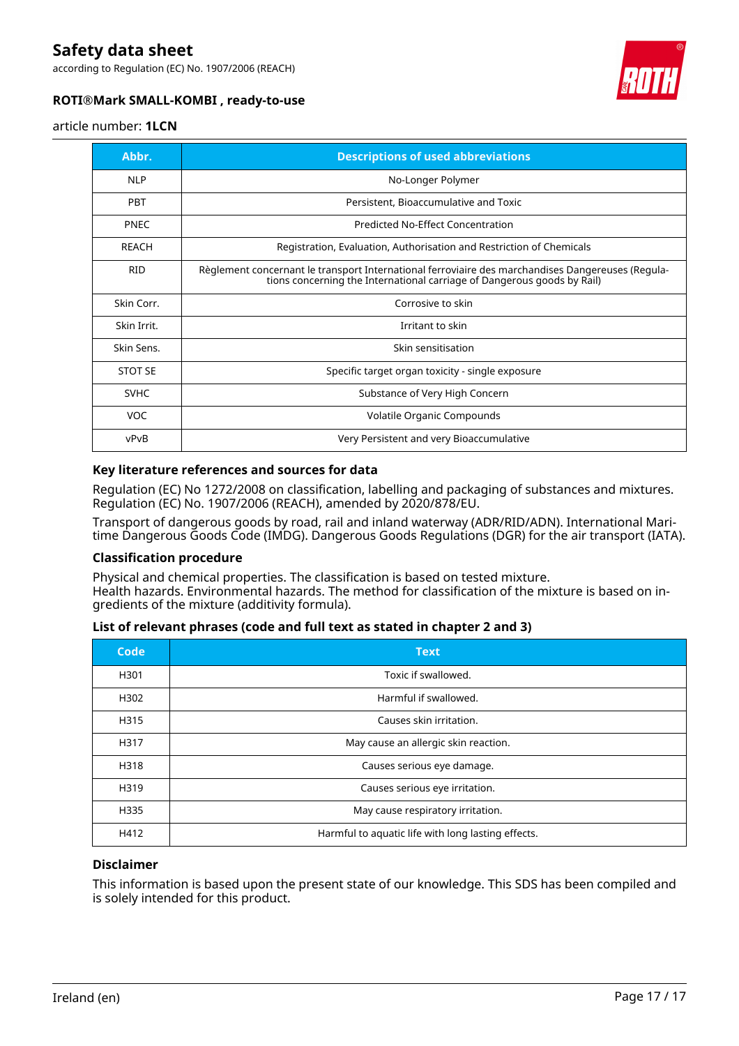| Abbr. | Descriptions of used abbreviations |
|---|---|
| NLP | No-Longer Polymer |
| PBT | Persistent, Bioaccumulative and Toxic |
| PNEC | Predicted No-Effect Concentration |
| REACH | Registration, Evaluation, Authorisation and Restriction of Chemicals |
| RID | Règlement concernant le transport International ferroviaire des marchandises Dangereuses (Regulations concerning the International carriage of Dangerous goods by Rail) |
| Skin Corr. | Corrosive to skin |
| Skin Irrit. | Irritant to skin |
| Skin Sens. | Skin sensitisation |
| STOT SE | Specific target organ toxicity - single exposure |
| SVHC | Substance of Very High Concern |
| VOC | Volatile Organic Compounds |
| vPvB | Very Persistent and very Bioaccumulative |

### Key literature references and sources for data

Regulation (EC) No 1272/2008 on classification, labelling and packaging of substances and mixtures. Regulation (EC) No. 1907/2006 (REACH), amended by 2020/878/EU.

Transport of dangerous goods by road, rail and inland waterway (ADR/RID/ADN). International Maritime Dangerous Goods Code (IMDG). Dangerous Goods Regulations (DGR) for the air transport (IATA).

### Classification procedure

Physical and chemical properties. The classification is based on tested mixture.
Health hazards. Environmental hazards. The method for classification of the mixture is based on ingredients of the mixture (additivity formula).

### List of relevant phrases (code and full text as stated in chapter 2 and 3)

| Code | Text |
|---|---|
| H301 | Toxic if swallowed. |
| H302 | Harmful if swallowed. |
| H315 | Causes skin irritation. |
| H317 | May cause an allergic skin reaction. |
| H318 | Causes serious eye damage. |
| H319 | Causes serious eye irritation. |
| H335 | May cause respiratory irritation. |
| H412 | Harmful to aquatic life with long lasting effects. |

### Disclaimer

This information is based upon the present state of our knowledge. This SDS has been compiled and is solely intended for this product.